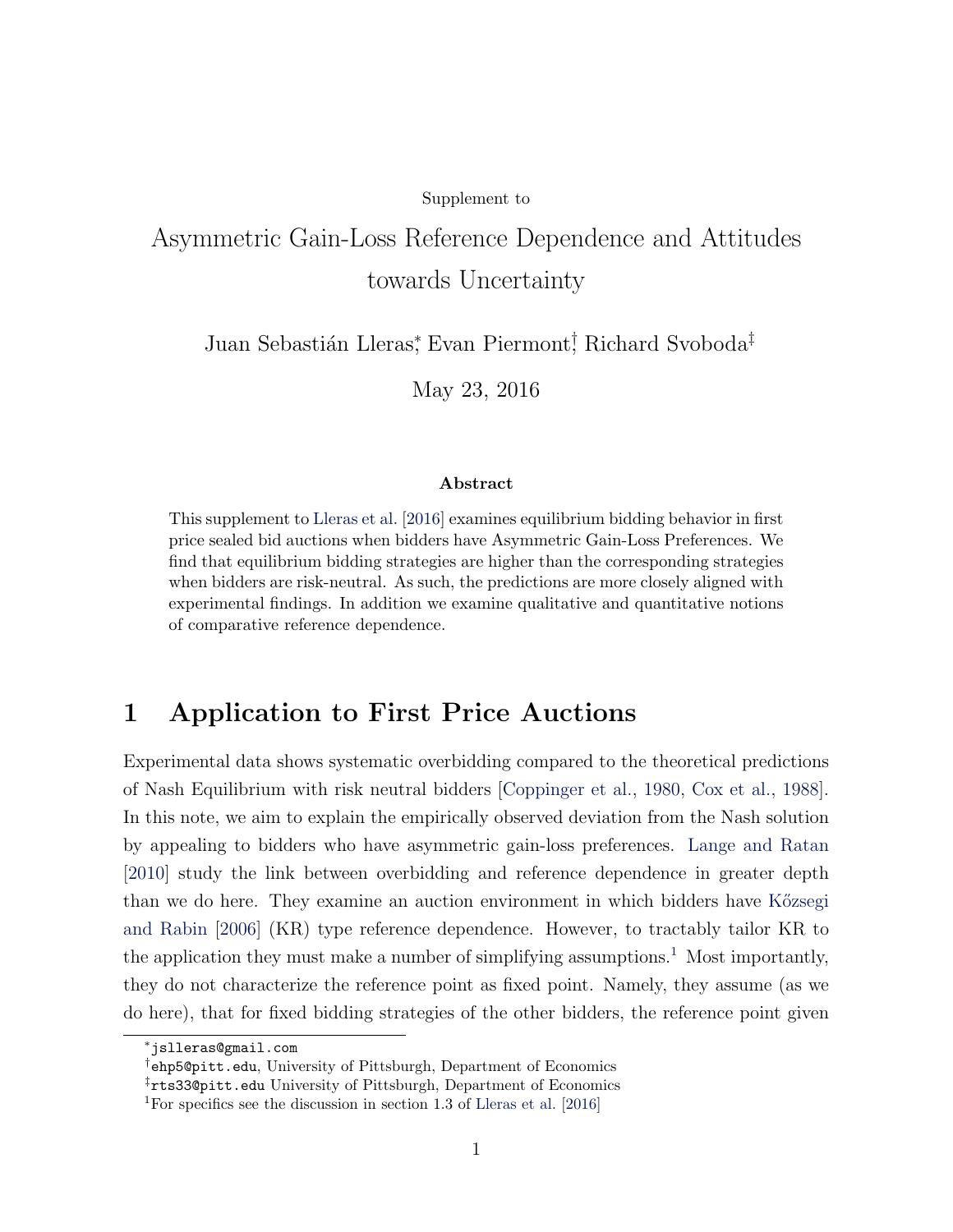Supplement to

# Asymmetric Gain-Loss Reference Dependence and Attitudes towards Uncertainty

Juan Sebastián Lleras[*], Evan Piermont[†], Richard Svoboda[‡]

May 23, 2016

### Abstract

This supplement to Lleras et al. [2016] examines equilibrium bidding behavior in first price sealed bid auctions when bidders have Asymmetric Gain-Loss Preferences. We find that equilibrium bidding strategies are higher than the corresponding strategies when bidders are risk-neutral. As such, the predictions are more closely aligned with experimental findings. In addition we examine qualitative and quantitative notions of comparative reference dependence.

## 1 Application to First Price Auctions

Experimental data shows systematic overbidding compared to the theoretical predictions of Nash Equilibrium with risk neutral bidders [Coppinger et al., 1980, Cox et al., 1988]. In this note, we aim to explain the empirically observed deviation from the Nash solution by appealing to bidders who have asymmetric gain-loss preferences. Lange and Ratan [2010] study the link between overbidding and reference dependence in greater depth than we do here. They examine an auction environment in which bidders have Kőzsegi and Rabin [2006] (KR) type reference dependence. However, to tractably tailor KR to the application they must make a number of simplifying assumptions.[1] Most importantly, they do not characterize the reference point as fixed point. Namely, they assume (as we do here), that for fixed bidding strategies of the other bidders, the reference point given

[*] jslleras@gmail.com

[†] ehp5@pitt.edu, University of Pittsburgh, Department of Economics

[‡] rts33@pitt.edu University of Pittsburgh, Department of Economics

[1] For specifics see the discussion in section 1.3 of Lleras et al. [2016]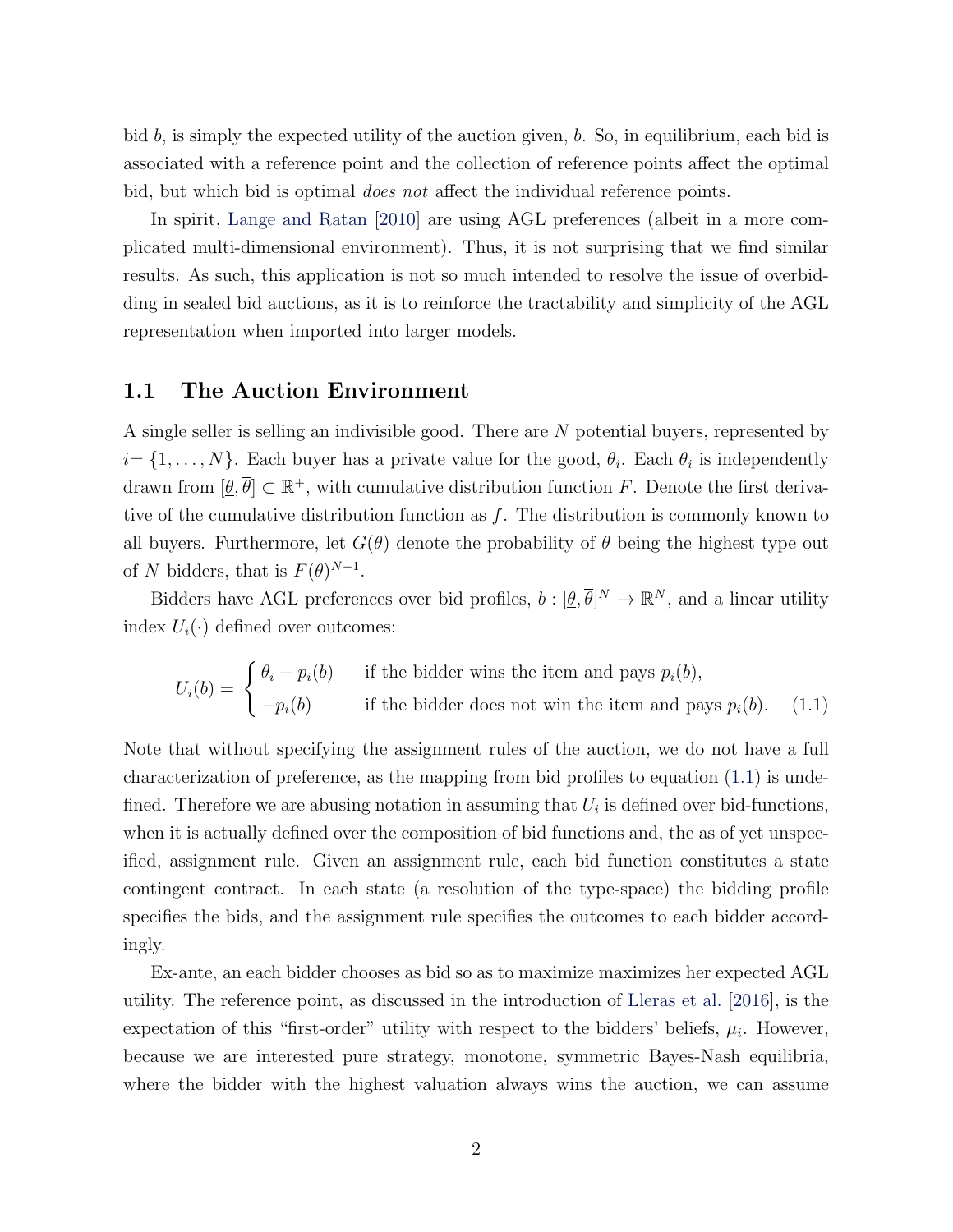bid $b$, is simply the expected utility of the auction given, $b$. So, in equilibrium, each bid is associated with a reference point and the collection of reference points affect the optimal bid, but which bid is optimal *does not* affect the individual reference points.

In spirit, Lange and Ratan [2010] are using AGL preferences (albeit in a more complicated multi-dimensional environment). Thus, it is not surprising that we find similar results. As such, this application is not so much intended to resolve the issue of overbidding in sealed bid auctions, as it is to reinforce the tractability and simplicity of the AGL representation when imported into larger models.

## 1.1 The Auction Environment

A single seller is selling an indivisible good. There are $N$ potential buyers, represented by $i = \{1, \ldots, N\}$. Each buyer has a private value for the good, $\theta_i$. Each $\theta_i$ is independently drawn from $[\underline{\theta}, \overline{\theta}] \subset \mathbb{R}^+$, with cumulative distribution function $F$. Denote the first derivative of the cumulative distribution function as $f$. The distribution is commonly known to all buyers. Furthermore, let $G(\theta)$ denote the probability of $\theta$ being the highest type out of $N$ bidders, that is $F(\theta)^{N-1}$.

Bidders have AGL preferences over bid profiles, $b : [\underline{\theta}, \overline{\theta}]^N \to \mathbb{R}^N$, and a linear utility index $U_i(\cdot)$ defined over outcomes:

$$U_i(b) = \begin{cases} \theta_i - p_i(b) & \text{if the bidder wins the item and pays } p_i(b), \\ -p_i(b) & \text{if the bidder does not win the item and pays } p_i(b). \end{cases} \tag{1.1}$$

Note that without specifying the assignment rules of the auction, we do not have a full characterization of preference, as the mapping from bid profiles to equation (1.1) is undefined. Therefore we are abusing notation in assuming that $U_i$ is defined over bid-functions, when it is actually defined over the composition of bid functions and, the as of yet unspecified, assignment rule. Given an assignment rule, each bid function constitutes a state contingent contract. In each state (a resolution of the type-space) the bidding profile specifies the bids, and the assignment rule specifies the outcomes to each bidder accordingly.

Ex-ante, an each bidder chooses as bid so as to maximize maximizes her expected AGL utility. The reference point, as discussed in the introduction of Lleras et al. [2016], is the expectation of this "first-order" utility with respect to the bidders' beliefs, $\mu_i$. However, because we are interested pure strategy, monotone, symmetric Bayes-Nash equilibria, where the bidder with the highest valuation always wins the auction, we can assume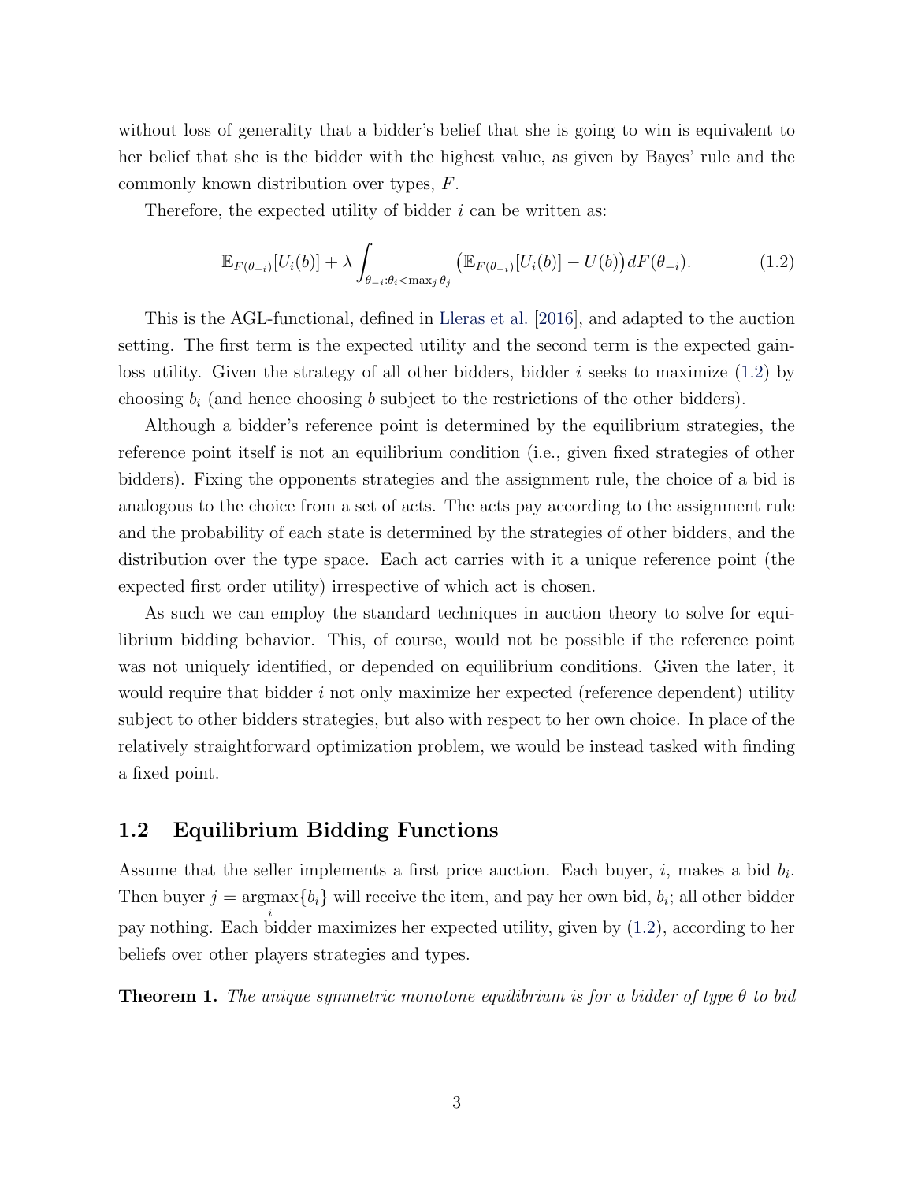without loss of generality that a bidder's belief that she is going to win is equivalent to her belief that she is the bidder with the highest value, as given by Bayes' rule and the commonly known distribution over types, $F$.

Therefore, the expected utility of bidder $i$ can be written as:

$$\mathbb{E}_{F(\theta_{-i})}[U_i(b)] + \lambda \int_{\theta_{-i}:\theta_i < \max_j \theta_j} \big(\mathbb{E}_{F(\theta_{-i})}[U_i(b)] - U(b)\big) dF(\theta_{-i}). \tag{1.2}$$

This is the AGL-functional, defined in Lleras et al. [2016], and adapted to the auction setting. The first term is the expected utility and the second term is the expected gain-loss utility. Given the strategy of all other bidders, bidder $i$ seeks to maximize (1.2) by choosing $b_i$ (and hence choosing $b$ subject to the restrictions of the other bidders).

Although a bidder's reference point is determined by the equilibrium strategies, the reference point itself is not an equilibrium condition (i.e., given fixed strategies of other bidders). Fixing the opponents strategies and the assignment rule, the choice of a bid is analogous to the choice from a set of acts. The acts pay according to the assignment rule and the probability of each state is determined by the strategies of other bidders, and the distribution over the type space. Each act carries with it a unique reference point (the expected first order utility) irrespective of which act is chosen.

As such we can employ the standard techniques in auction theory to solve for equilibrium bidding behavior. This, of course, would not be possible if the reference point was not uniquely identified, or depended on equilibrium conditions. Given the later, it would require that bidder $i$ not only maximize her expected (reference dependent) utility subject to other bidders strategies, but also with respect to her own choice. In place of the relatively straightforward optimization problem, we would be instead tasked with finding a fixed point.

## 1.2 Equilibrium Bidding Functions

Assume that the seller implements a first price auction. Each buyer, $i$, makes a bid $b_i$. Then buyer $j = \underset{i}{\operatorname{argmax}}\{b_i\}$ will receive the item, and pay her own bid, $b_i$; all other bidder pay nothing. Each bidder maximizes her expected utility, given by (1.2), according to her beliefs over other players strategies and types.

**Theorem 1.** *The unique symmetric monotone equilibrium is for a bidder of type $\theta$ to bid*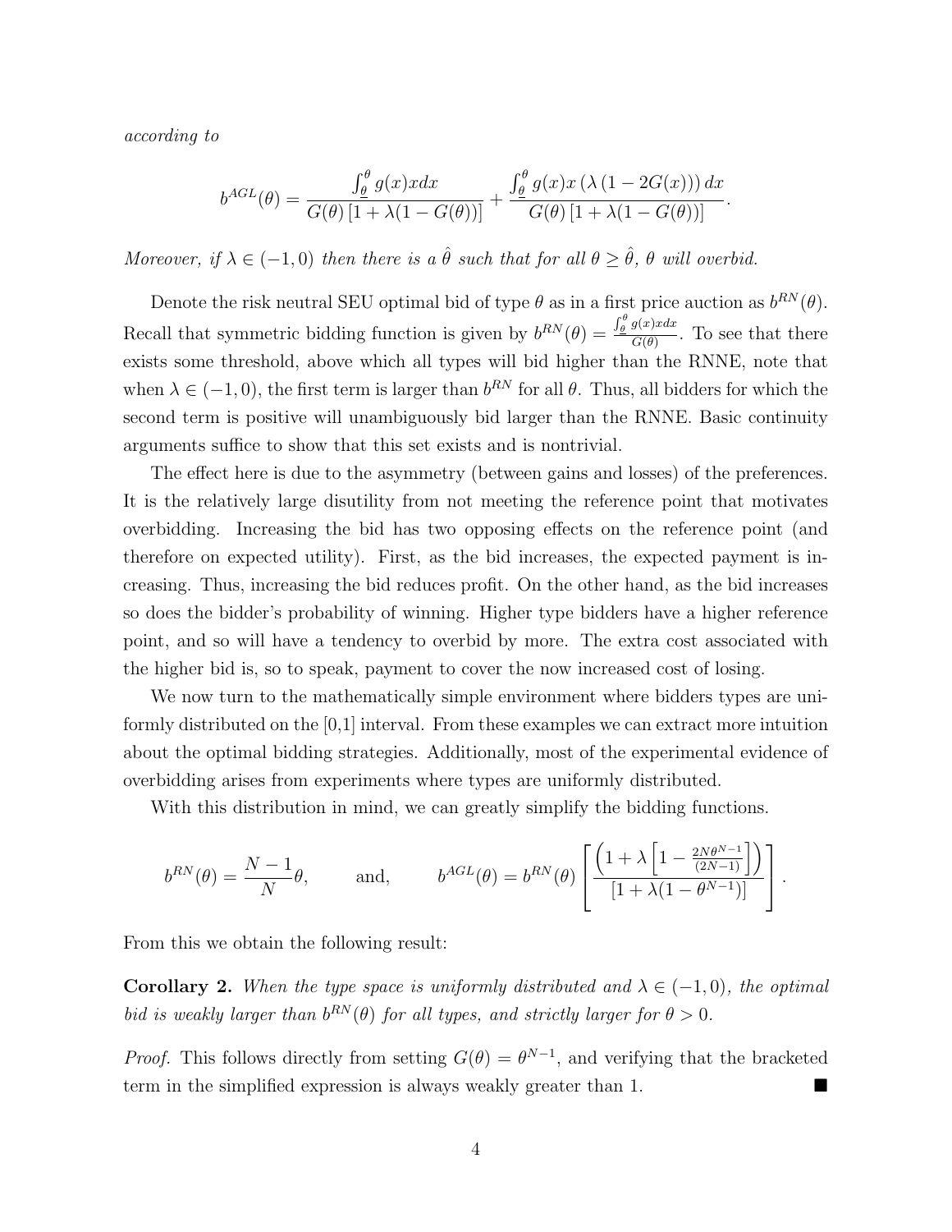*according to*

$$b^{AGL}(\theta) = \frac{\int_{\underline{\theta}}^{\theta} g(x)x dx}{G(\theta)\left[1 + \lambda(1 - G(\theta))\right]} + \frac{\int_{\underline{\theta}}^{\theta} g(x)x\left(\lambda\left(1 - 2G(x)\right)\right)dx}{G(\theta)\left[1 + \lambda(1 - G(\theta))\right]}.$$

*Moreover, if $\lambda \in (-1, 0)$ then there is a $\hat{\theta}$ such that for all $\theta \geq \hat{\theta}$, $\theta$ will overbid.*

Denote the risk neutral SEU optimal bid of type $\theta$ as in a first price auction as $b^{RN}(\theta)$. Recall that symmetric bidding function is given by $b^{RN}(\theta) = \frac{\int_{\underline{\theta}}^{\theta} g(x)x dx}{G(\theta)}$. To see that there exists some threshold, above which all types will bid higher than the RNNE, note that when $\lambda \in (-1, 0)$, the first term is larger than $b^{RN}$ for all $\theta$. Thus, all bidders for which the second term is positive will unambiguously bid larger than the RNNE. Basic continuity arguments suffice to show that this set exists and is nontrivial.

The effect here is due to the asymmetry (between gains and losses) of the preferences. It is the relatively large disutility from not meeting the reference point that motivates overbidding. Increasing the bid has two opposing effects on the reference point (and therefore on expected utility). First, as the bid increases, the expected payment is increasing. Thus, increasing the bid reduces profit. On the other hand, as the bid increases so does the bidder's probability of winning. Higher type bidders have a higher reference point, and so will have a tendency to overbid by more. The extra cost associated with the higher bid is, so to speak, payment to cover the now increased cost of losing.

We now turn to the mathematically simple environment where bidders types are uniformly distributed on the [0,1] interval. From these examples we can extract more intuition about the optimal bidding strategies. Additionally, most of the experimental evidence of overbidding arises from experiments where types are uniformly distributed.

With this distribution in mind, we can greatly simplify the bidding functions.

$$b^{RN}(\theta) = \frac{N-1}{N}\theta, \qquad \text{and,} \qquad b^{AGL}(\theta) = b^{RN}(\theta)\left[\frac{\left(1 + \lambda\left[1 - \frac{2N\theta^{N-1}}{(2N-1)}\right]\right)}{\left[1 + \lambda(1 - \theta^{N-1})\right]}\right].$$

From this we obtain the following result:

**Corollary 2.** *When the type space is uniformly distributed and $\lambda \in (-1, 0)$, the optimal bid is weakly larger than $b^{RN}(\theta)$ for all types, and strictly larger for $\theta > 0$.*

*Proof.* This follows directly from setting $G(\theta) = \theta^{N-1}$, and verifying that the bracketed term in the simplified expression is always weakly greater than 1. ■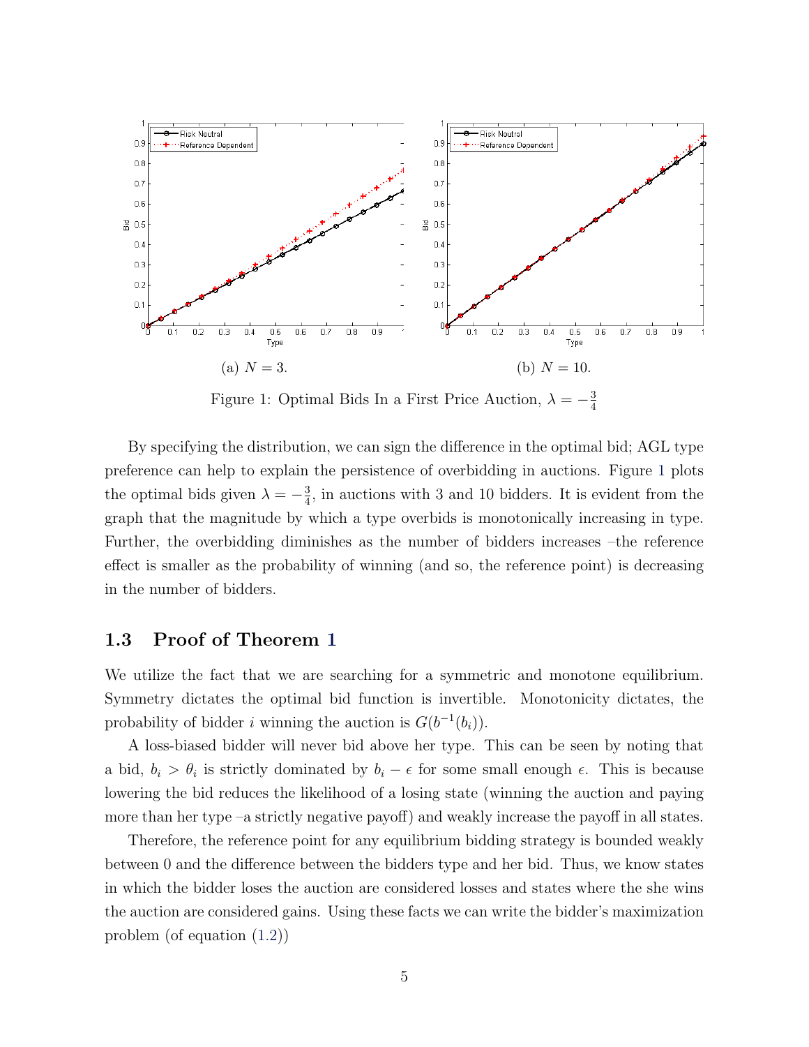(a) $N = 3$.

(b) $N = 10$.

Figure 1: Optimal Bids In a First Price Auction, $\lambda = -\frac{3}{4}$

By specifying the distribution, we can sign the difference in the optimal bid; AGL type preference can help to explain the persistence of overbidding in auctions. Figure 1 plots the optimal bids given $\lambda = -\frac{3}{4}$, in auctions with 3 and 10 bidders. It is evident from the graph that the magnitude by which a type overbids is monotonically increasing in type. Further, the overbidding diminishes as the number of bidders increases –the reference effect is smaller as the probability of winning (and so, the reference point) is decreasing in the number of bidders.

## 1.3 Proof of Theorem 1

We utilize the fact that we are searching for a symmetric and monotone equilibrium. Symmetry dictates the optimal bid function is invertible. Monotonicity dictates, the probability of bidder $i$ winning the auction is $G(b^{-1}(b_i))$.

A loss-biased bidder will never bid above her type. This can be seen by noting that a bid, $b_i > \theta_i$ is strictly dominated by $b_i - \epsilon$ for some small enough $\epsilon$. This is because lowering the bid reduces the likelihood of a losing state (winning the auction and paying more than her type –a strictly negative payoff) and weakly increase the payoff in all states.

Therefore, the reference point for any equilibrium bidding strategy is bounded weakly between 0 and the difference between the bidders type and her bid. Thus, we know states in which the bidder loses the auction are considered losses and states where the she wins the auction are considered gains. Using these facts we can write the bidder's maximization problem (of equation (1.2))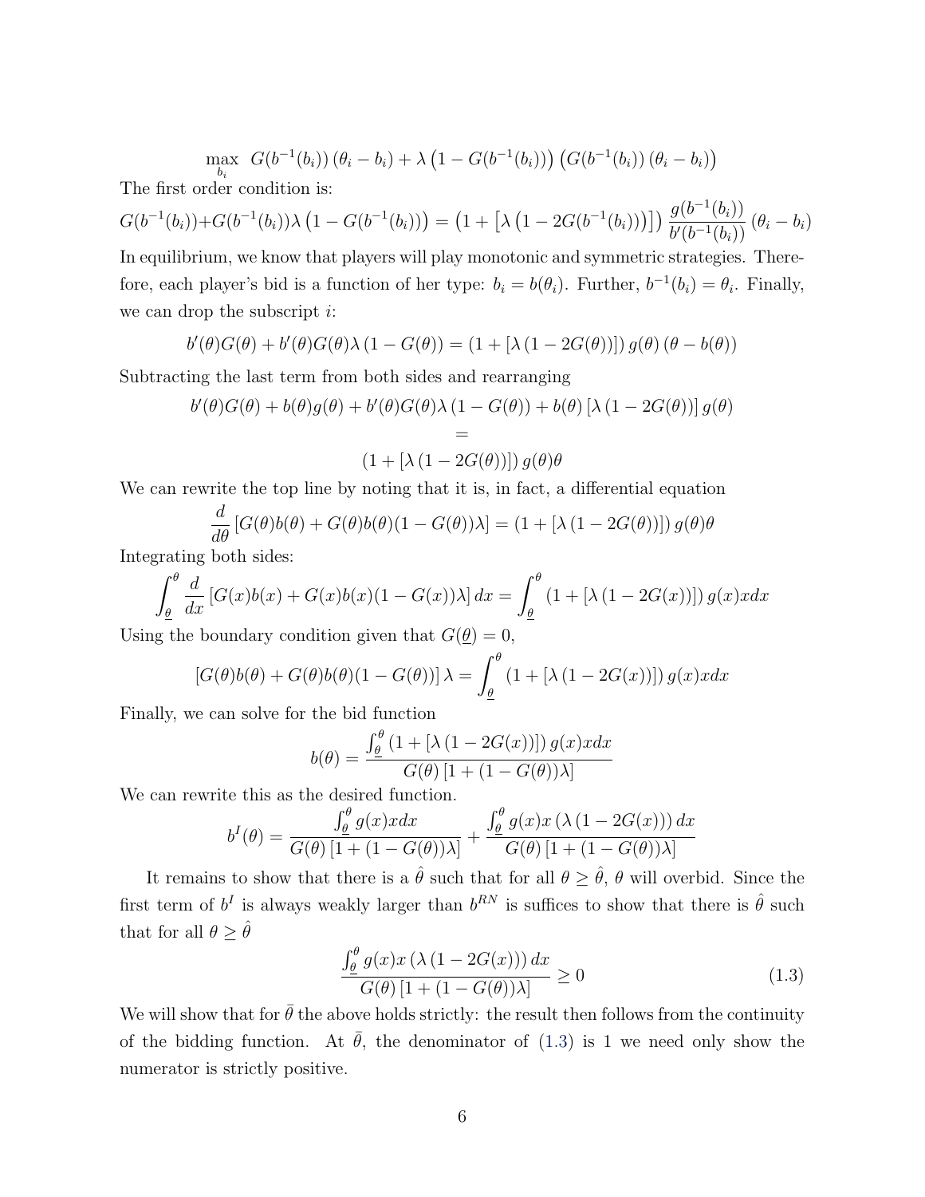$$\max_{b_i} \; G(b^{-1}(b_i))\,(\theta_i - b_i) + \lambda\left(1 - G(b^{-1}(b_i))\right)\left(G(b^{-1}(b_i))\,(\theta_i - b_i)\right)$$

The first order condition is:

$$G(b^{-1}(b_i)) + G(b^{-1}(b_i))\lambda\left(1 - G(b^{-1}(b_i))\right) = \left(1 + \left[\lambda\left(1 - 2G(b^{-1}(b_i))\right)\right]\right)\frac{g(b^{-1}(b_i))}{b'(b^{-1}(b_i))}(\theta_i - b_i)$$

In equilibrium, we know that players will play monotonic and symmetric strategies. Therefore, each player's bid is a function of her type: $b_i = b(\theta_i)$. Further, $b^{-1}(b_i) = \theta_i$. Finally, we can drop the subscript $i$:

$$b'(\theta)G(\theta) + b'(\theta)G(\theta)\lambda\left(1 - G(\theta)\right) = \left(1 + \left[\lambda\left(1 - 2G(\theta)\right)\right]\right)g(\theta)\left(\theta - b(\theta)\right)$$

Subtracting the last term from both sides and rearranging

$$b'(\theta)G(\theta) + b(\theta)g(\theta) + b'(\theta)G(\theta)\lambda\left(1 - G(\theta)\right) + b(\theta)\left[\lambda\left(1 - 2G(\theta)\right)\right]g(\theta)$$

$$=$$

$$\left(1 + \left[\lambda\left(1 - 2G(\theta)\right)\right]\right)g(\theta)\theta$$

We can rewrite the top line by noting that it is, in fact, a differential equation

$$\frac{d}{d\theta}\left[G(\theta)b(\theta) + G(\theta)b(\theta)(1 - G(\theta))\lambda\right] = \left(1 + \left[\lambda\left(1 - 2G(\theta)\right)\right]\right)g(\theta)\theta$$

Integrating both sides:

$$\int_{\underline{\theta}}^{\theta}\frac{d}{dx}\left[G(x)b(x) + G(x)b(x)(1 - G(x))\lambda\right]dx = \int_{\underline{\theta}}^{\theta}\left(1 + \left[\lambda\left(1 - 2G(x)\right)\right]\right)g(x)x\,dx$$

Using the boundary condition given that $G(\underline{\theta}) = 0$,

$$\left[G(\theta)b(\theta) + G(\theta)b(\theta)(1 - G(\theta))\right]\lambda = \int_{\underline{\theta}}^{\theta}\left(1 + \left[\lambda\left(1 - 2G(x)\right)\right]\right)g(x)x\,dx$$

Finally, we can solve for the bid function

$$b(\theta) = \frac{\int_{\underline{\theta}}^{\theta}\left(1 + \left[\lambda\left(1 - 2G(x)\right)\right]\right)g(x)x\,dx}{G(\theta)\left[1 + (1 - G(\theta))\lambda\right]}$$

We can rewrite this as the desired function.

$$b^{I}(\theta) = \frac{\int_{\underline{\theta}}^{\theta} g(x)x\,dx}{G(\theta)\left[1 + (1 - G(\theta))\lambda\right]} + \frac{\int_{\underline{\theta}}^{\theta} g(x)x\left(\lambda\left(1 - 2G(x)\right)\right)dx}{G(\theta)\left[1 + (1 - G(\theta))\lambda\right]}$$

It remains to show that there is a $\hat{\theta}$ such that for all $\theta \geq \hat{\theta}$, $\theta$ will overbid. Since the first term of $b^{I}$ is always weakly larger than $b^{RN}$ is suffices to show that there is $\hat{\theta}$ such that for all $\theta \geq \hat{\theta}$

$$\frac{\int_{\underline{\theta}}^{\theta} g(x)x\left(\lambda\left(1 - 2G(x)\right)\right)dx}{G(\theta)\left[1 + (1 - G(\theta))\lambda\right]} \geq 0 \tag{1.3}$$

We will show that for $\bar{\theta}$ the above holds strictly: the result then follows from the continuity of the bidding function. At $\bar{\theta}$, the denominator of (1.3) is 1 we need only show the numerator is strictly positive.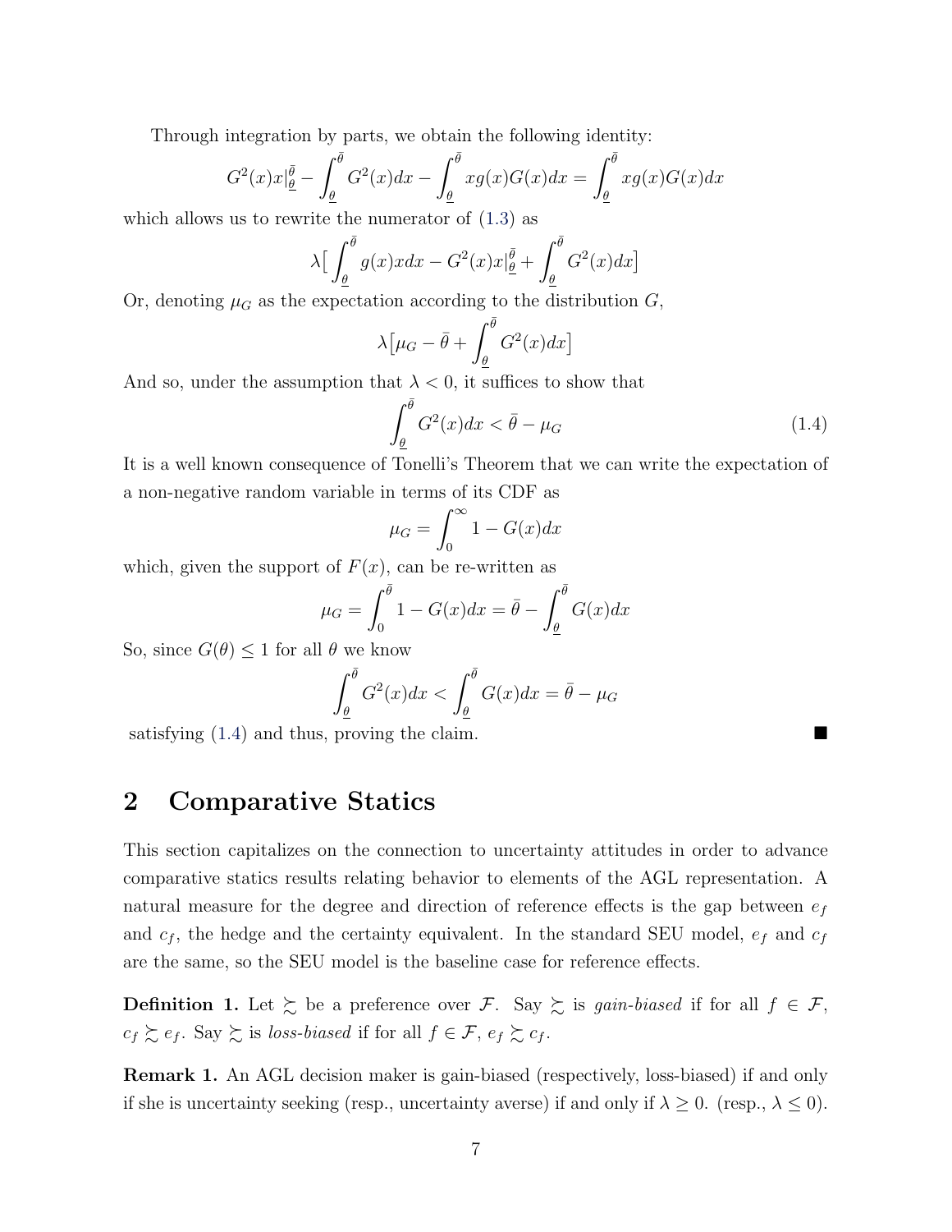Through integration by parts, we obtain the following identity:

$$G^2(x)x|_{\underline{\theta}}^{\bar{\theta}} - \int_{\underline{\theta}}^{\bar{\theta}} G^2(x)dx - \int_{\underline{\theta}}^{\bar{\theta}} xg(x)G(x)dx = \int_{\underline{\theta}}^{\bar{\theta}} xg(x)G(x)dx$$

which allows us to rewrite the numerator of (1.3) as

$$\lambda\big[\int_{\underline{\theta}}^{\bar{\theta}} g(x)xdx - G^2(x)x|_{\underline{\theta}}^{\bar{\theta}} + \int_{\underline{\theta}}^{\bar{\theta}} G^2(x)dx\big]$$

Or, denoting $\mu_G$ as the expectation according to the distribution $G$,

$$\lambda\big[\mu_G - \bar{\theta} + \int_{\underline{\theta}}^{\bar{\theta}} G^2(x)dx\big]$$

And so, under the assumption that $\lambda < 0$, it suffices to show that

$$\int_{\underline{\theta}}^{\bar{\theta}} G^2(x)dx < \bar{\theta} - \mu_G \tag{1.4}$$

It is a well known consequence of Tonelli's Theorem that we can write the expectation of a non-negative random variable in terms of its CDF as

$$\mu_G = \int_0^{\infty} 1 - G(x)dx$$

which, given the support of $F(x)$, can be re-written as

$$\mu_G = \int_0^{\bar{\theta}} 1 - G(x)dx = \bar{\theta} - \int_{\underline{\theta}}^{\bar{\theta}} G(x)dx$$

So, since $G(\theta) \leq 1$ for all $\theta$ we know

$$\int_{\underline{\theta}}^{\bar{\theta}} G^2(x)dx < \int_{\underline{\theta}}^{\bar{\theta}} G(x)dx = \bar{\theta} - \mu_G$$

satisfying (1.4) and thus, proving the claim. ■

## 2 Comparative Statics

This section capitalizes on the connection to uncertainty attitudes in order to advance comparative statics results relating behavior to elements of the AGL representation. A natural measure for the degree and direction of reference effects is the gap between $e_f$ and $c_f$, the hedge and the certainty equivalent. In the standard SEU model, $e_f$ and $c_f$ are the same, so the SEU model is the baseline case for reference effects.

**Definition 1.** Let $\succsim$ be a preference over $\mathcal{F}$. Say $\succsim$ is *gain-biased* if for all $f \in \mathcal{F}$, $c_f \succsim e_f$. Say $\succsim$ is *loss-biased* if for all $f \in \mathcal{F}$, $e_f \succsim c_f$.

**Remark 1.** An AGL decision maker is gain-biased (respectively, loss-biased) if and only if she is uncertainty seeking (resp., uncertainty averse) if and only if $\lambda \geq 0$. (resp., $\lambda \leq 0$).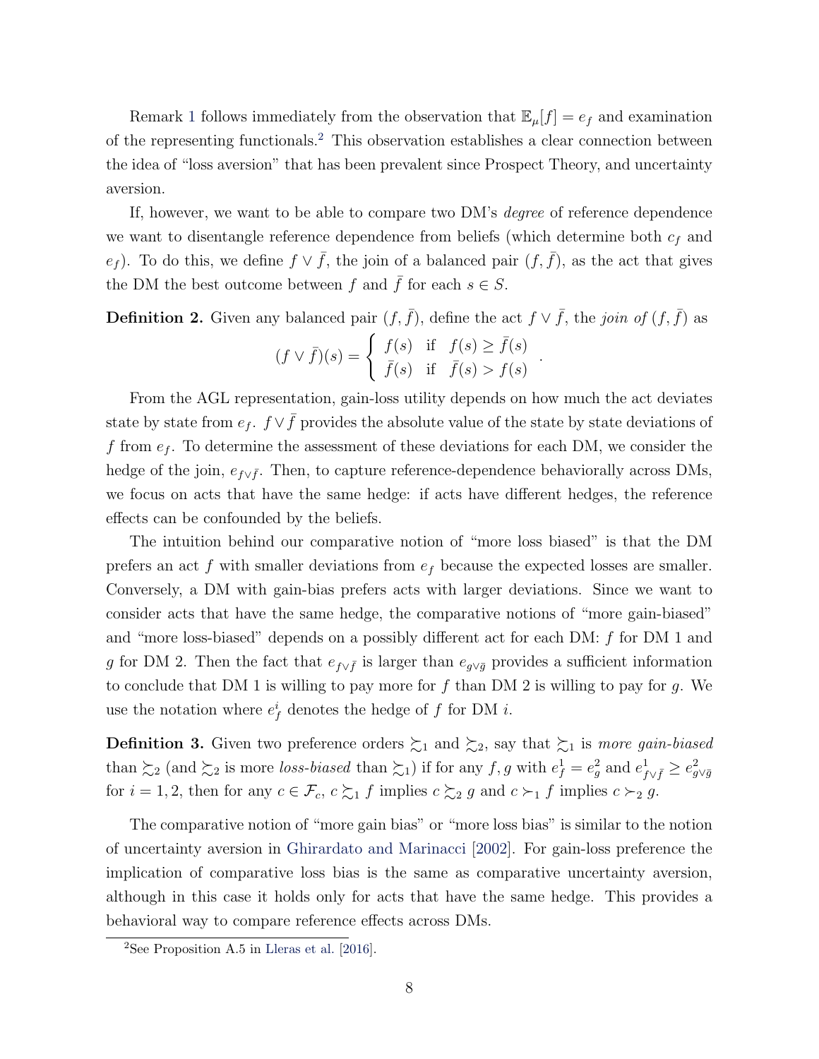Remark 1 follows immediately from the observation that $\mathbb{E}_\mu[f] = e_f$ and examination of the representing functionals.[2] This observation establishes a clear connection between the idea of "loss aversion" that has been prevalent since Prospect Theory, and uncertainty aversion.

If, however, we want to be able to compare two DM's *degree* of reference dependence we want to disentangle reference dependence from beliefs (which determine both $c_f$ and $e_f$). To do this, we define $f \vee \bar{f}$, the join of a balanced pair $(f, \bar{f})$, as the act that gives the DM the best outcome between $f$ and $\bar{f}$ for each $s \in S$.

**Definition 2.** Given any balanced pair $(f, \bar{f})$, define the act $f \vee \bar{f}$, the *join of* $(f, \bar{f})$ as

$$(f \vee \bar{f})(s) = \begin{cases} f(s) & \text{if} \quad f(s) \geq \bar{f}(s) \\ \bar{f}(s) & \text{if} \quad \bar{f}(s) > f(s) \end{cases}.$$

From the AGL representation, gain-loss utility depends on how much the act deviates state by state from $e_f$. $f \vee \bar{f}$ provides the absolute value of the state by state deviations of $f$ from $e_f$. To determine the assessment of these deviations for each DM, we consider the hedge of the join, $e_{f \vee \bar{f}}$. Then, to capture reference-dependence behaviorally across DMs, we focus on acts that have the same hedge: if acts have different hedges, the reference effects can be confounded by the beliefs.

The intuition behind our comparative notion of "more loss biased" is that the DM prefers an act $f$ with smaller deviations from $e_f$ because the expected losses are smaller. Conversely, a DM with gain-bias prefers acts with larger deviations. Since we want to consider acts that have the same hedge, the comparative notions of "more gain-biased" and "more loss-biased" depends on a possibly different act for each DM: $f$ for DM 1 and $g$ for DM 2. Then the fact that $e_{f \vee \bar{f}}$ is larger than $e_{g \vee \bar{g}}$ provides a sufficient information to conclude that DM 1 is willing to pay more for $f$ than DM 2 is willing to pay for $g$. We use the notation where $e^i_f$ denotes the hedge of $f$ for DM $i$.

**Definition 3.** Given two preference orders $\succsim_1$ and $\succsim_2$, say that $\succsim_1$ is *more gain-biased* than $\succsim_2$ (and $\succsim_2$ is more *loss-biased* than $\succsim_1$) if for any $f, g$ with $e^1_f = e^2_g$ and $e^1_{f \vee \bar{f}} \geq e^2_{g \vee \bar{g}}$ for $i = 1, 2$, then for any $c \in \mathcal{F}_c$, $c \succsim_1 f$ implies $c \succsim_2 g$ and $c \succ_1 f$ implies $c \succ_2 g$.

The comparative notion of "more gain bias" or "more loss bias" is similar to the notion of uncertainty aversion in Ghirardato and Marinacci [2002]. For gain-loss preference the implication of comparative loss bias is the same as comparative uncertainty aversion, although in this case it holds only for acts that have the same hedge. This provides a behavioral way to compare reference effects across DMs.

[2] See Proposition A.5 in Lleras et al. [2016].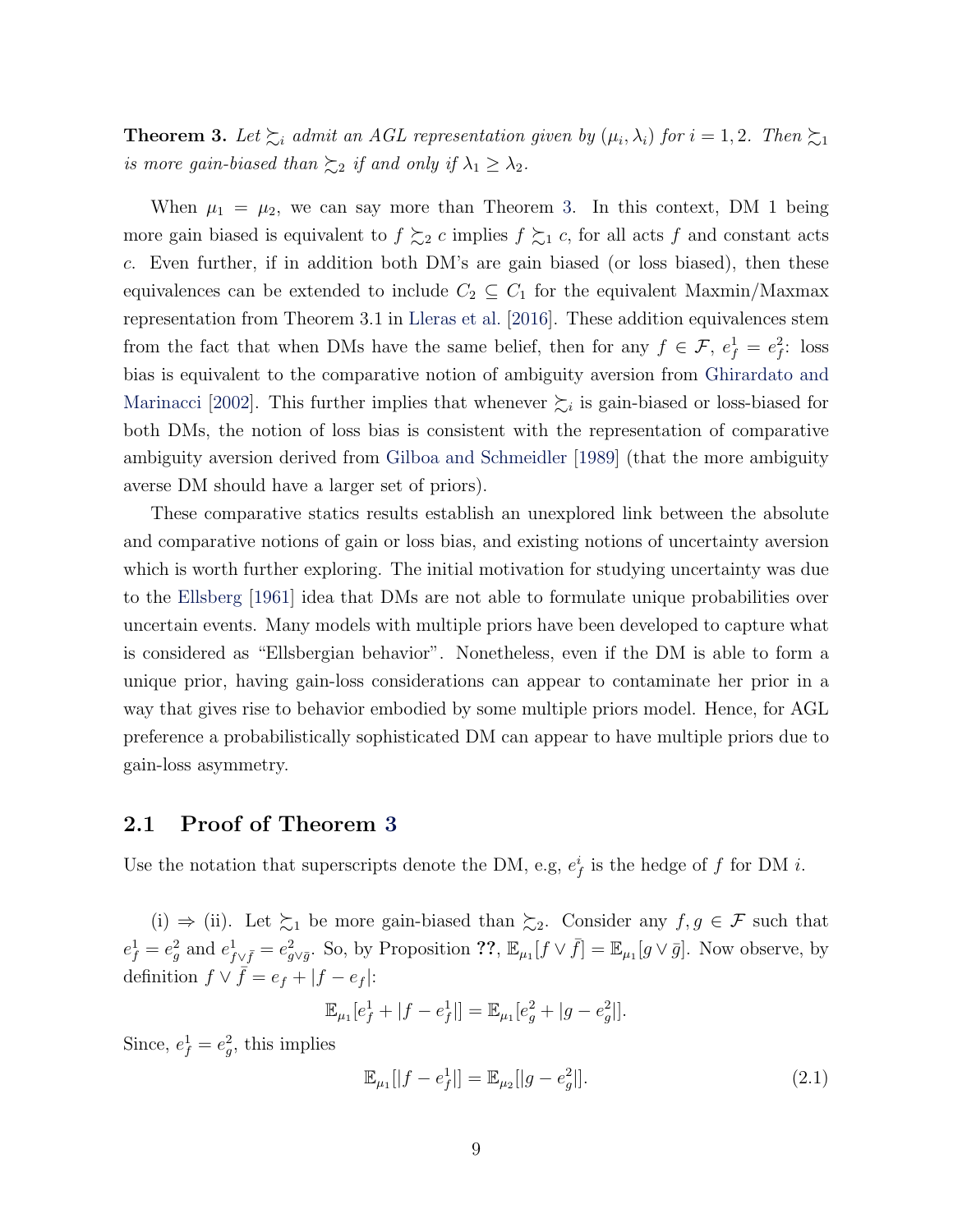**Theorem 3.** *Let $\succsim_i$ admit an AGL representation given by $(\mu_i, \lambda_i)$ for $i = 1, 2$. Then $\succsim_1$ is more gain-biased than $\succsim_2$ if and only if $\lambda_1 \geq \lambda_2$.*

When $\mu_1 = \mu_2$, we can say more than Theorem 3. In this context, DM 1 being more gain biased is equivalent to $f \succsim_2 c$ implies $f \succsim_1 c$, for all acts $f$ and constant acts $c$. Even further, if in addition both DM's are gain biased (or loss biased), then these equivalences can be extended to include $C_2 \subseteq C_1$ for the equivalent Maxmin/Maxmax representation from Theorem 3.1 in Lleras et al. [2016]. These addition equivalences stem from the fact that when DMs have the same belief, then for any $f \in \mathcal{F}$, $e^1_f = e^2_f$: loss bias is equivalent to the comparative notion of ambiguity aversion from Ghirardato and Marinacci [2002]. This further implies that whenever $\succsim_i$ is gain-biased or loss-biased for both DMs, the notion of loss bias is consistent with the representation of comparative ambiguity aversion derived from Gilboa and Schmeidler [1989] (that the more ambiguity averse DM should have a larger set of priors).

These comparative statics results establish an unexplored link between the absolute and comparative notions of gain or loss bias, and existing notions of uncertainty aversion which is worth further exploring. The initial motivation for studying uncertainty was due to the Ellsberg [1961] idea that DMs are not able to formulate unique probabilities over uncertain events. Many models with multiple priors have been developed to capture what is considered as "Ellsbergian behavior". Nonetheless, even if the DM is able to form a unique prior, having gain-loss considerations can appear to contaminate her prior in a way that gives rise to behavior embodied by some multiple priors model. Hence, for AGL preference a probabilistically sophisticated DM can appear to have multiple priors due to gain-loss asymmetry.

## 2.1 Proof of Theorem 3

Use the notation that superscripts denote the DM, e.g, $e^i_f$ is the hedge of $f$ for DM $i$.

(i) $\Rightarrow$ (ii). Let $\succsim_1$ be more gain-biased than $\succsim_2$. Consider any $f, g \in \mathcal{F}$ such that $e^1_f = e^2_g$ and $e^1_{f \vee \bar{f}} = e^2_{g \vee \bar{g}}$. So, by Proposition ??, $\mathbb{E}_{\mu_1}[f \vee \bar{f}] = \mathbb{E}_{\mu_1}[g \vee \bar{g}]$. Now observe, by definition $f \vee \bar{f} = e_f + |f - e_f|$:

$$\mathbb{E}_{\mu_1}[e^1_f + |f - e^1_f|] = \mathbb{E}_{\mu_1}[e^2_g + |g - e^2_g|].$$

Since, $e^1_f = e^2_g$, this implies

$$\mathbb{E}_{\mu_1}[|f - e^1_f|] = \mathbb{E}_{\mu_2}[|g - e^2_g|]. \tag{2.1}$$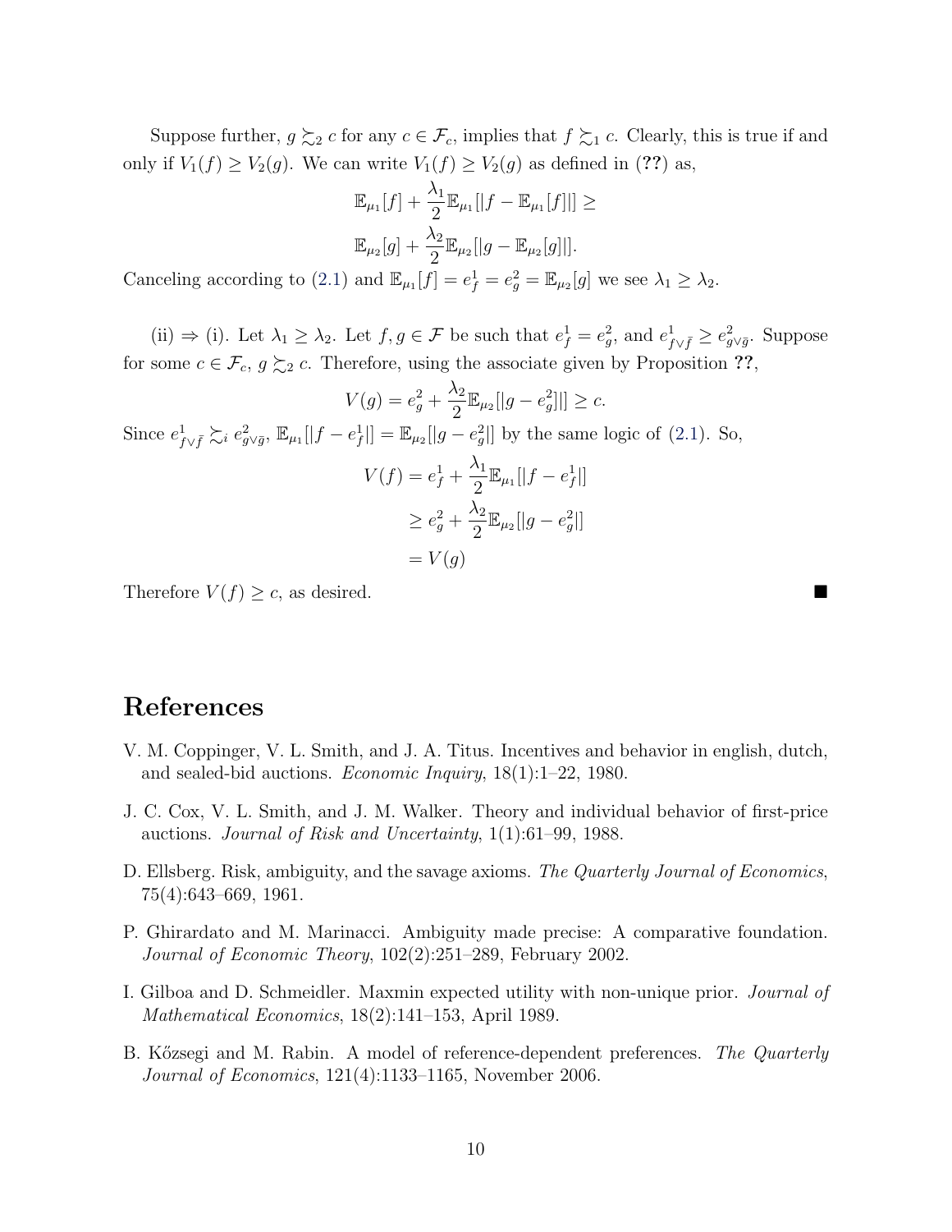Suppose further, $g \succsim_2 c$ for any $c \in \mathcal{F}_c$, implies that $f \succsim_1 c$. Clearly, this is true if and only if $V_1(f) \geq V_2(g)$. We can write $V_1(f) \geq V_2(g)$ as defined in (??) as,

$$\mathbb{E}_{\mu_1}[f] + \frac{\lambda_1}{2}\mathbb{E}_{\mu_1}[|f - \mathbb{E}_{\mu_1}[f]|] \geq$$

$$\mathbb{E}_{\mu_2}[g] + \frac{\lambda_2}{2}\mathbb{E}_{\mu_2}[|g - \mathbb{E}_{\mu_2}[g]|].$$

Canceling according to (2.1) and $\mathbb{E}_{\mu_1}[f] = e_f^1 = e_g^2 = \mathbb{E}_{\mu_2}[g]$ we see $\lambda_1 \geq \lambda_2$.

(ii) $\Rightarrow$ (i). Let $\lambda_1 \geq \lambda_2$. Let $f, g \in \mathcal{F}$ be such that $e_f^1 = e_g^2$, and $e_{f \vee \bar{f}}^1 \geq e_{g \vee \bar{g}}^2$. Suppose for some $c \in \mathcal{F}_c$, $g \succsim_2 c$. Therefore, using the associate given by Proposition ??,

$$V(g) = e_g^2 + \frac{\lambda_2}{2}\mathbb{E}_{\mu_2}[|g - e_g^2|]] \geq c.$$

Since $e_{f \vee \bar{f}}^1 \succsim_i e_{g \vee \bar{g}}^2$, $\mathbb{E}_{\mu_1}[|f - e_f^1|] = \mathbb{E}_{\mu_2}[|g - e_g^2|]$ by the same logic of (2.1). So,

$$\begin{aligned}
V(f) &= e_f^1 + \frac{\lambda_1}{2}\mathbb{E}_{\mu_1}[|f - e_f^1|] \\
&\geq e_g^2 + \frac{\lambda_2}{2}\mathbb{E}_{\mu_2}[|g - e_g^2|] \\
&= V(g)
\end{aligned}$$

Therefore $V(f) \geq c$, as desired. ■

# References

V. M. Coppinger, V. L. Smith, and J. A. Titus. Incentives and behavior in english, dutch, and sealed-bid auctions. *Economic Inquiry*, 18(1):1–22, 1980.

J. C. Cox, V. L. Smith, and J. M. Walker. Theory and individual behavior of first-price auctions. *Journal of Risk and Uncertainty*, 1(1):61–99, 1988.

D. Ellsberg. Risk, ambiguity, and the savage axioms. *The Quarterly Journal of Economics*, 75(4):643–669, 1961.

P. Ghirardato and M. Marinacci. Ambiguity made precise: A comparative foundation. *Journal of Economic Theory*, 102(2):251–289, February 2002.

I. Gilboa and D. Schmeidler. Maxmin expected utility with non-unique prior. *Journal of Mathematical Economics*, 18(2):141–153, April 1989.

B. Kőzsegi and M. Rabin. A model of reference-dependent preferences. *The Quarterly Journal of Economics*, 121(4):1133–1165, November 2006.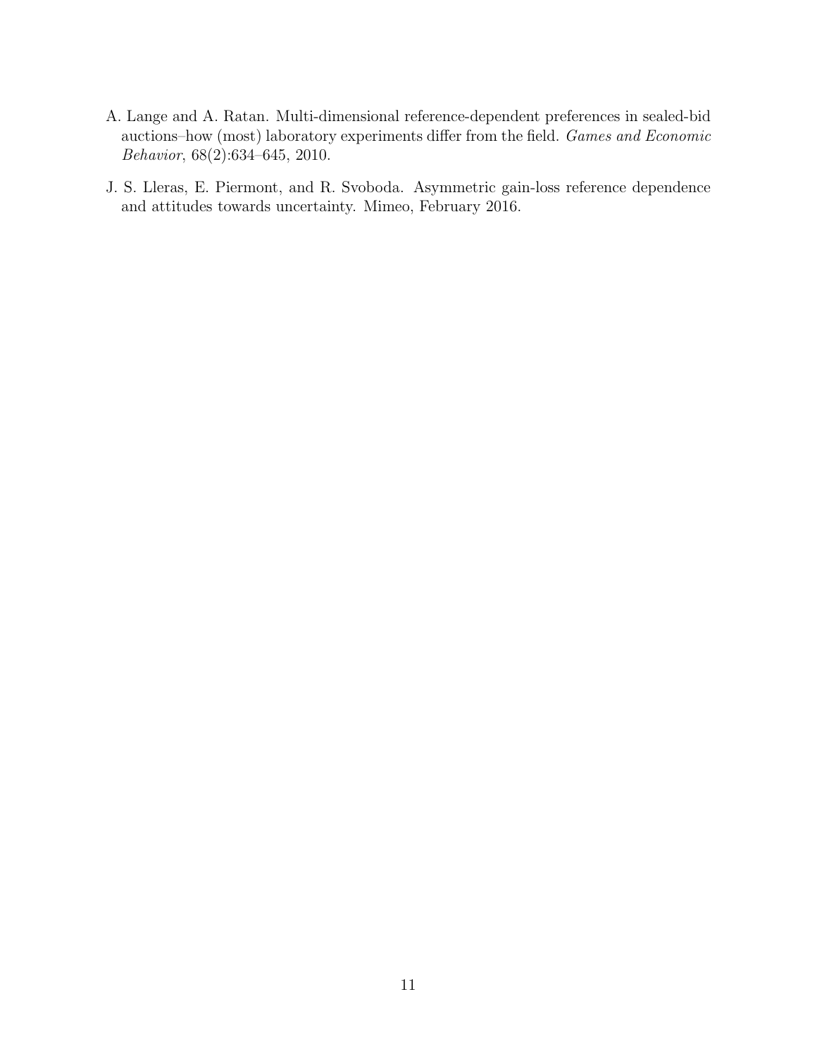A. Lange and A. Ratan. Multi-dimensional reference-dependent preferences in sealed-bid auctions–how (most) laboratory experiments differ from the field. *Games and Economic Behavior*, 68(2):634–645, 2010.

J. S. Lleras, E. Piermont, and R. Svoboda. Asymmetric gain-loss reference dependence and attitudes towards uncertainty. Mimeo, February 2016.